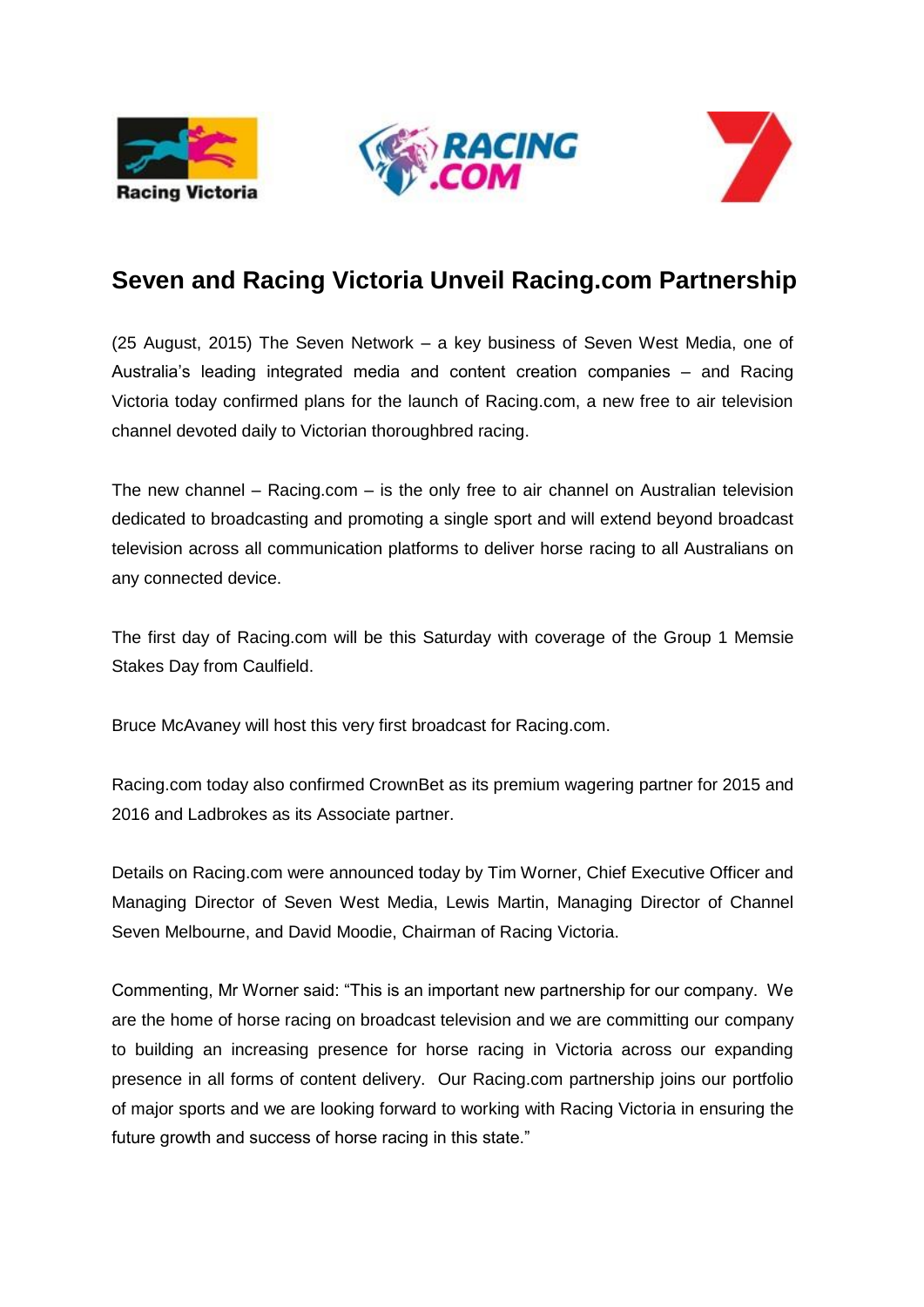# Seven and Racing Victoria Unveil Racing.com Partnership

(25 August, 2015) The Seven Network – a key business of Seven West Media, one of Australia's leading integrated media and content creation companies – and Racing Victoria today confirmed plans for the launch of Racing.com, a new free to air television channel devoted daily to Victorian thoroughbred racing.

The new channel – Racing.com – is the only free to air channel on Australian television dedicated to broadcasting and promoting a single sport and will extend beyond broadcast television across all communication platforms to deliver horse racing to all Australians on any connected device.

The first day of Racing.com will be this Saturday with coverage of the Group 1 Memsie Stakes Day from Caulfield.

Bruce McAvaney will host this very first broadcast for Racing.com.

Racing.com today also confirmed CrownBet as its premium wagering partner for 2015 and 2016 and Ladbrokes as its Associate partner.

Details on Racing.com were announced today by Tim Worner, Chief Executive Officer and Managing Director of Seven West Media, Lewis Martin, Managing Director of Channel Seven Melbourne, and David Moodie, Chairman of Racing Victoria.

Commenting, Mr Worner said: "This is an important new partnership for our company. We are the home of horse racing on broadcast television and we are committing our company to building an increasing presence for horse racing in Victoria across our expanding presence in all forms of content delivery. Our Racing.com partnership joins our portfolio of major sports and we are looking forward to working with Racing Victoria in ensuring the future growth and success of horse racing in this state."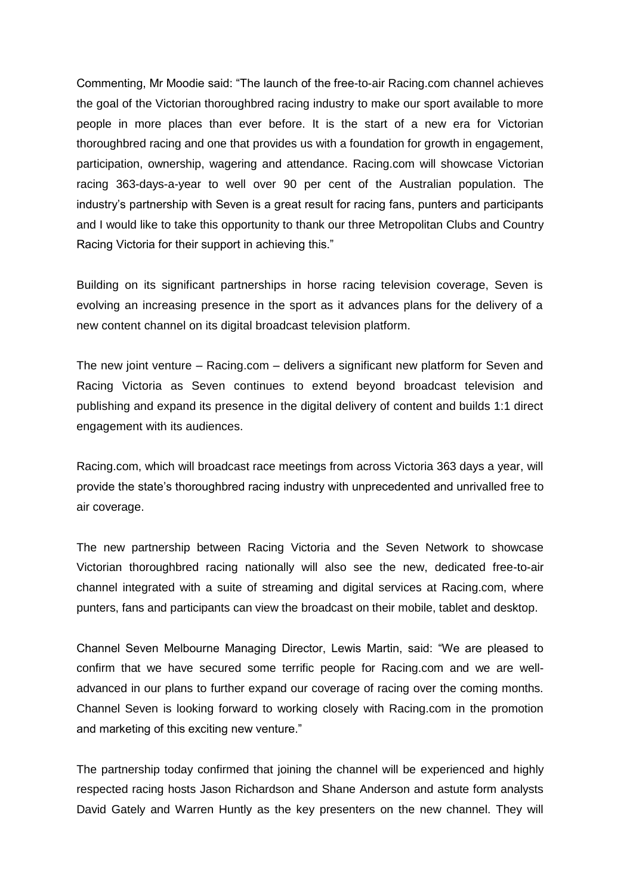Commenting, Mr Moodie said: "The launch of the free-to-air Racing.com channel achieves the goal of the Victorian thoroughbred racing industry to make our sport available to more people in more places than ever before. It is the start of a new era for Victorian thoroughbred racing and one that provides us with a foundation for growth in engagement, participation, ownership, wagering and attendance. Racing.com will showcase Victorian racing 363-days-a-year to well over 90 per cent of the Australian population. The industry's partnership with Seven is a great result for racing fans, punters and participants and I would like to take this opportunity to thank our three Metropolitan Clubs and Country Racing Victoria for their support in achieving this."

Building on its significant partnerships in horse racing television coverage, Seven is evolving an increasing presence in the sport as it advances plans for the delivery of a new content channel on its digital broadcast television platform.

The new joint venture – Racing.com – delivers a significant new platform for Seven and Racing Victoria as Seven continues to extend beyond broadcast television and publishing and expand its presence in the digital delivery of content and builds 1:1 direct engagement with its audiences.

Racing.com, which will broadcast race meetings from across Victoria 363 days a year, will provide the state's thoroughbred racing industry with unprecedented and unrivalled free to air coverage.

The new partnership between Racing Victoria and the Seven Network to showcase Victorian thoroughbred racing nationally will also see the new, dedicated free-to-air channel integrated with a suite of streaming and digital services at Racing.com, where punters, fans and participants can view the broadcast on their mobile, tablet and desktop.

Channel Seven Melbourne Managing Director, Lewis Martin, said: "We are pleased to confirm that we have secured some terrific people for Racing.com and we are well-advanced in our plans to further expand our coverage of racing over the coming months. Channel Seven is looking forward to working closely with Racing.com in the promotion and marketing of this exciting new venture."

The partnership today confirmed that joining the channel will be experienced and highly respected racing hosts Jason Richardson and Shane Anderson and astute form analysts David Gately and Warren Huntly as the key presenters on the new channel. They will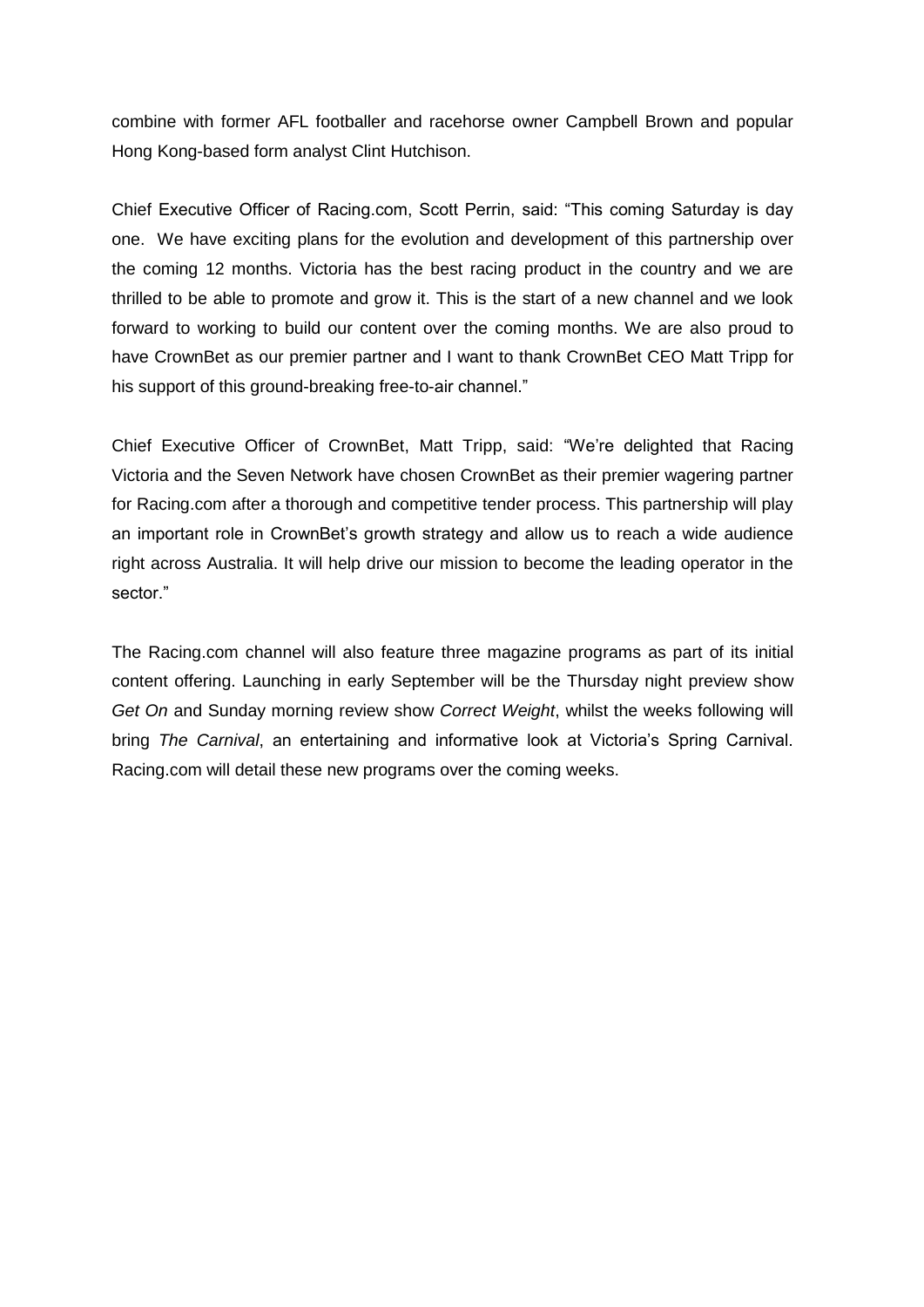combine with former AFL footballer and racehorse owner Campbell Brown and popular Hong Kong-based form analyst Clint Hutchison.

Chief Executive Officer of Racing.com, Scott Perrin, said: "This coming Saturday is day one. We have exciting plans for the evolution and development of this partnership over the coming 12 months. Victoria has the best racing product in the country and we are thrilled to be able to promote and grow it. This is the start of a new channel and we look forward to working to build our content over the coming months. We are also proud to have CrownBet as our premier partner and I want to thank CrownBet CEO Matt Tripp for his support of this ground-breaking free-to-air channel."

Chief Executive Officer of CrownBet, Matt Tripp, said: "We're delighted that Racing Victoria and the Seven Network have chosen CrownBet as their premier wagering partner for Racing.com after a thorough and competitive tender process. This partnership will play an important role in CrownBet's growth strategy and allow us to reach a wide audience right across Australia. It will help drive our mission to become the leading operator in the sector."

The Racing.com channel will also feature three magazine programs as part of its initial content offering. Launching in early September will be the Thursday night preview show *Get On* and Sunday morning review show *Correct Weight*, whilst the weeks following will bring *The Carnival*, an entertaining and informative look at Victoria's Spring Carnival. Racing.com will detail these new programs over the coming weeks.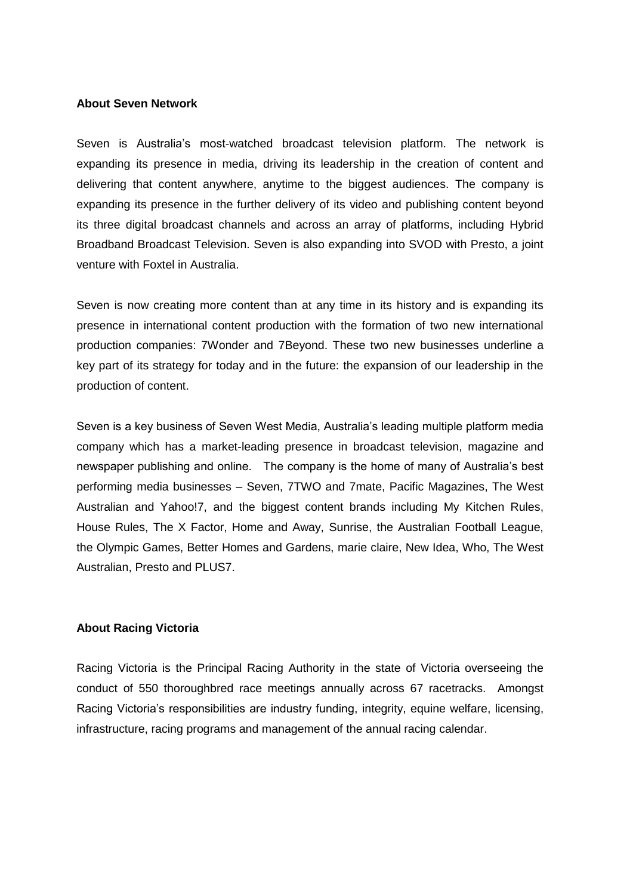**About Seven Network**

Seven is Australia's most-watched broadcast television platform. The network is expanding its presence in media, driving its leadership in the creation of content and delivering that content anywhere, anytime to the biggest audiences. The company is expanding its presence in the further delivery of its video and publishing content beyond its three digital broadcast channels and across an array of platforms, including Hybrid Broadband Broadcast Television. Seven is also expanding into SVOD with Presto, a joint venture with Foxtel in Australia.

Seven is now creating more content than at any time in its history and is expanding its presence in international content production with the formation of two new international production companies: 7Wonder and 7Beyond. These two new businesses underline a key part of its strategy for today and in the future: the expansion of our leadership in the production of content.

Seven is a key business of Seven West Media, Australia's leading multiple platform media company which has a market-leading presence in broadcast television, magazine and newspaper publishing and online. The company is the home of many of Australia's best performing media businesses – Seven, 7TWO and 7mate, Pacific Magazines, The West Australian and Yahoo!7, and the biggest content brands including My Kitchen Rules, House Rules, The X Factor, Home and Away, Sunrise, the Australian Football League, the Olympic Games, Better Homes and Gardens, marie claire, New Idea, Who, The West Australian, Presto and PLUS7.

**About Racing Victoria**

Racing Victoria is the Principal Racing Authority in the state of Victoria overseeing the conduct of 550 thoroughbred race meetings annually across 67 racetracks. Amongst Racing Victoria's responsibilities are industry funding, integrity, equine welfare, licensing, infrastructure, racing programs and management of the annual racing calendar.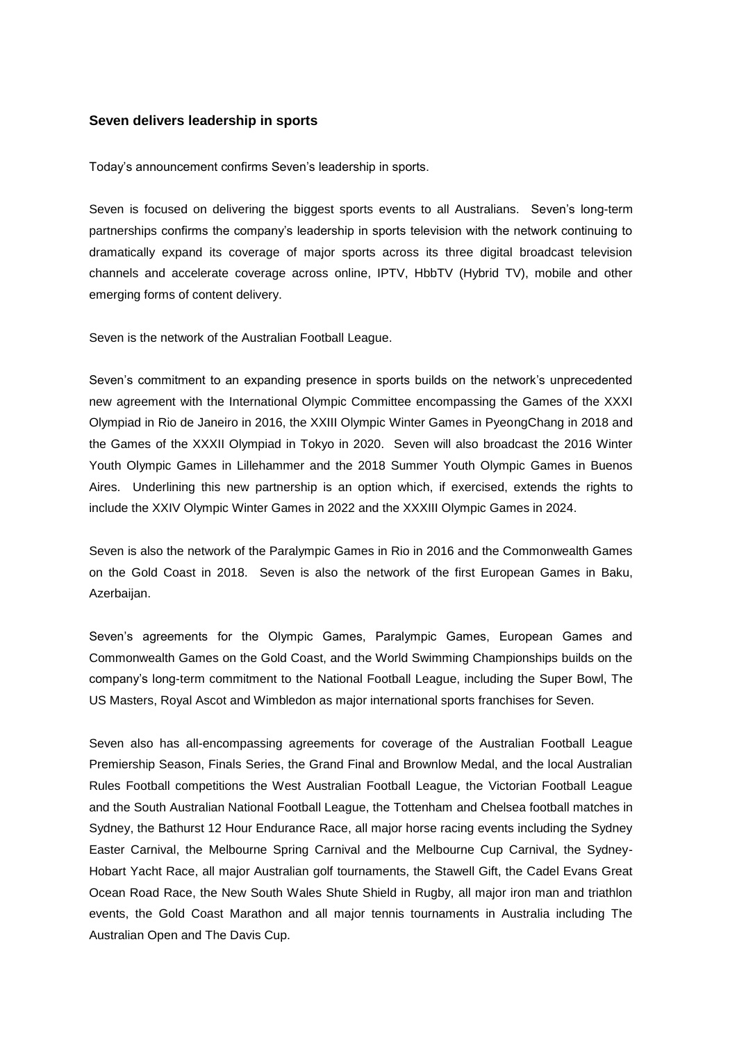### Seven delivers leadership in sports

Today's announcement confirms Seven's leadership in sports.

Seven is focused on delivering the biggest sports events to all Australians. Seven's long-term partnerships confirms the company's leadership in sports television with the network continuing to dramatically expand its coverage of major sports across its three digital broadcast television channels and accelerate coverage across online, IPTV, HbbTV (Hybrid TV), mobile and other emerging forms of content delivery.

Seven is the network of the Australian Football League.

Seven's commitment to an expanding presence in sports builds on the network's unprecedented new agreement with the International Olympic Committee encompassing the Games of the XXXI Olympiad in Rio de Janeiro in 2016, the XXIII Olympic Winter Games in PyeongChang in 2018 and the Games of the XXXII Olympiad in Tokyo in 2020. Seven will also broadcast the 2016 Winter Youth Olympic Games in Lillehammer and the 2018 Summer Youth Olympic Games in Buenos Aires. Underlining this new partnership is an option which, if exercised, extends the rights to include the XXIV Olympic Winter Games in 2022 and the XXXIII Olympic Games in 2024.

Seven is also the network of the Paralympic Games in Rio in 2016 and the Commonwealth Games on the Gold Coast in 2018. Seven is also the network of the first European Games in Baku, Azerbaijan.

Seven's agreements for the Olympic Games, Paralympic Games, European Games and Commonwealth Games on the Gold Coast, and the World Swimming Championships builds on the company's long-term commitment to the National Football League, including the Super Bowl, The US Masters, Royal Ascot and Wimbledon as major international sports franchises for Seven.

Seven also has all-encompassing agreements for coverage of the Australian Football League Premiership Season, Finals Series, the Grand Final and Brownlow Medal, and the local Australian Rules Football competitions the West Australian Football League, the Victorian Football League and the South Australian National Football League, the Tottenham and Chelsea football matches in Sydney, the Bathurst 12 Hour Endurance Race, all major horse racing events including the Sydney Easter Carnival, the Melbourne Spring Carnival and the Melbourne Cup Carnival, the Sydney-Hobart Yacht Race, all major Australian golf tournaments, the Stawell Gift, the Cadel Evans Great Ocean Road Race, the New South Wales Shute Shield in Rugby, all major iron man and triathlon events, the Gold Coast Marathon and all major tennis tournaments in Australia including The Australian Open and The Davis Cup.